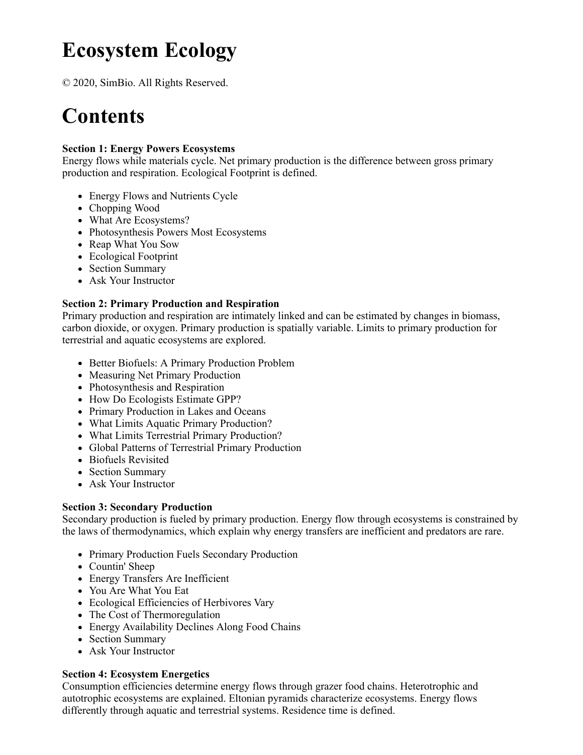# Ecosystem Ecology

© 2020, SimBio. All Rights Reserved.

# Contents

**Section 1: Energy Powers Ecosystems**
Energy flows while materials cycle. Net primary production is the difference between gross primary production and respiration. Ecological Footprint is defined.

- Energy Flows and Nutrients Cycle
- Chopping Wood
- What Are Ecosystems?
- Photosynthesis Powers Most Ecosystems
- Reap What You Sow
- Ecological Footprint
- Section Summary
- Ask Your Instructor

**Section 2: Primary Production and Respiration**
Primary production and respiration are intimately linked and can be estimated by changes in biomass, carbon dioxide, or oxygen. Primary production is spatially variable. Limits to primary production for terrestrial and aquatic ecosystems are explored.

- Better Biofuels: A Primary Production Problem
- Measuring Net Primary Production
- Photosynthesis and Respiration
- How Do Ecologists Estimate GPP?
- Primary Production in Lakes and Oceans
- What Limits Aquatic Primary Production?
- What Limits Terrestrial Primary Production?
- Global Patterns of Terrestrial Primary Production
- Biofuels Revisited
- Section Summary
- Ask Your Instructor

**Section 3: Secondary Production**
Secondary production is fueled by primary production. Energy flow through ecosystems is constrained by the laws of thermodynamics, which explain why energy transfers are inefficient and predators are rare.

- Primary Production Fuels Secondary Production
- Countin' Sheep
- Energy Transfers Are Inefficient
- You Are What You Eat
- Ecological Efficiencies of Herbivores Vary
- The Cost of Thermoregulation
- Energy Availability Declines Along Food Chains
- Section Summary
- Ask Your Instructor

**Section 4: Ecosystem Energetics**
Consumption efficiencies determine energy flows through grazer food chains. Heterotrophic and autotrophic ecosystems are explained. Eltonian pyramids characterize ecosystems. Energy flows differently through aquatic and terrestrial systems. Residence time is defined.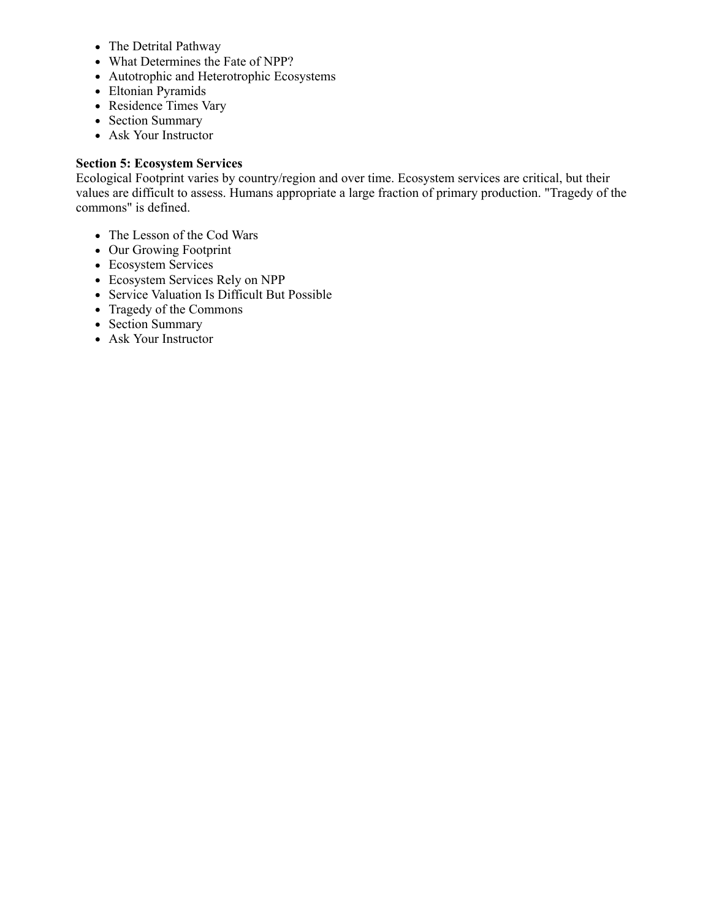- The Detrital Pathway
- What Determines the Fate of NPP?
- Autotrophic and Heterotrophic Ecosystems
- Eltonian Pyramids
- Residence Times Vary
- Section Summary
- Ask Your Instructor

**Section 5: Ecosystem Services**
Ecological Footprint varies by country/region and over time. Ecosystem services are critical, but their values are difficult to assess. Humans appropriate a large fraction of primary production. "Tragedy of the commons" is defined.

- The Lesson of the Cod Wars
- Our Growing Footprint
- Ecosystem Services
- Ecosystem Services Rely on NPP
- Service Valuation Is Difficult But Possible
- Tragedy of the Commons
- Section Summary
- Ask Your Instructor